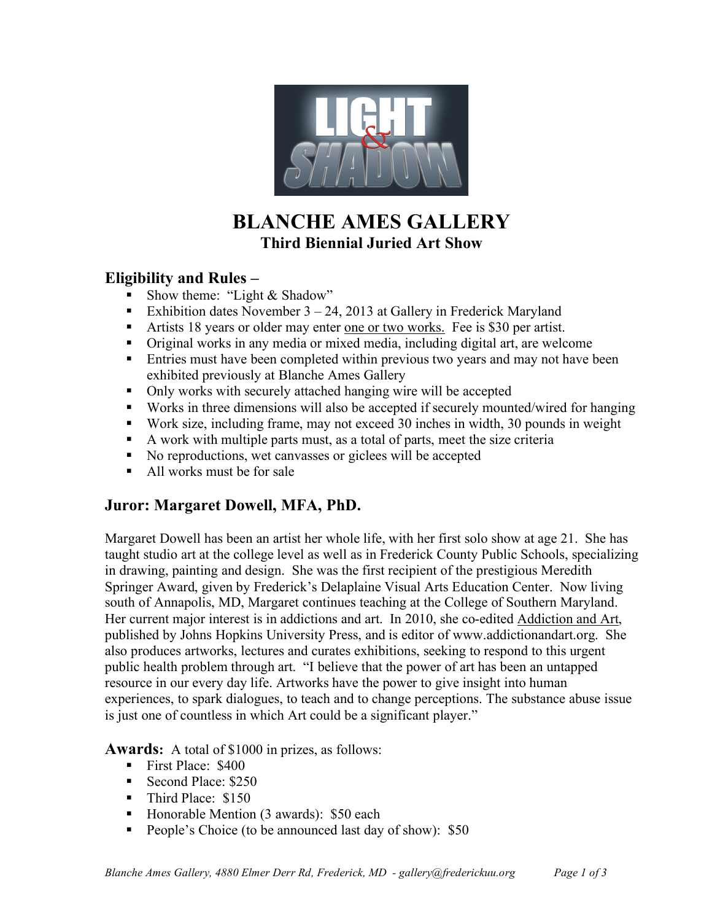# BLANCHE AMES GALLERY

## Third Biennial Juried Art Show

### Eligibility and Rules –

- Show theme: "Light & Shadow"
- Exhibition dates November 3 – 24, 2013 at Gallery in Frederick Maryland
- Artists 18 years or older may enter one or two works. Fee is $30 per artist.
- Original works in any media or mixed media, including digital art, are welcome
- Entries must have been completed within previous two years and may not have been exhibited previously at Blanche Ames Gallery
- Only works with securely attached hanging wire will be accepted
- Works in three dimensions will also be accepted if securely mounted/wired for hanging
- Work size, including frame, may not exceed 30 inches in width, 30 pounds in weight
- A work with multiple parts must, as a total of parts, meet the size criteria
- No reproductions, wet canvasses or giclees will be accepted
- All works must be for sale

### Juror: Margaret Dowell, MFA, PhD.

Margaret Dowell has been an artist her whole life, with her first solo show at age 21. She has taught studio art at the college level as well as in Frederick County Public Schools, specializing in drawing, painting and design. She was the first recipient of the prestigious Meredith Springer Award, given by Frederick's Delaplaine Visual Arts Education Center. Now living south of Annapolis, MD, Margaret continues teaching at the College of Southern Maryland. Her current major interest is in addictions and art. In 2010, she co-edited Addiction and Art, published by Johns Hopkins University Press, and is editor of www.addictionandart.org. She also produces artworks, lectures and curates exhibitions, seeking to respond to this urgent public health problem through art. "I believe that the power of art has been an untapped resource in our every day life. Artworks have the power to give insight into human experiences, to spark dialogues, to teach and to change perceptions. The substance abuse issue is just one of countless in which Art could be a significant player."

**Awards:** A total of $1000 in prizes, as follows:

- First Place: $400
- Second Place: $250
- Third Place: $150
- Honorable Mention (3 awards): $50 each
- People's Choice (to be announced last day of show): $50

*Blanche Ames Gallery, 4880 Elmer Derr Rd, Frederick, MD - gallery@frederickuu.org*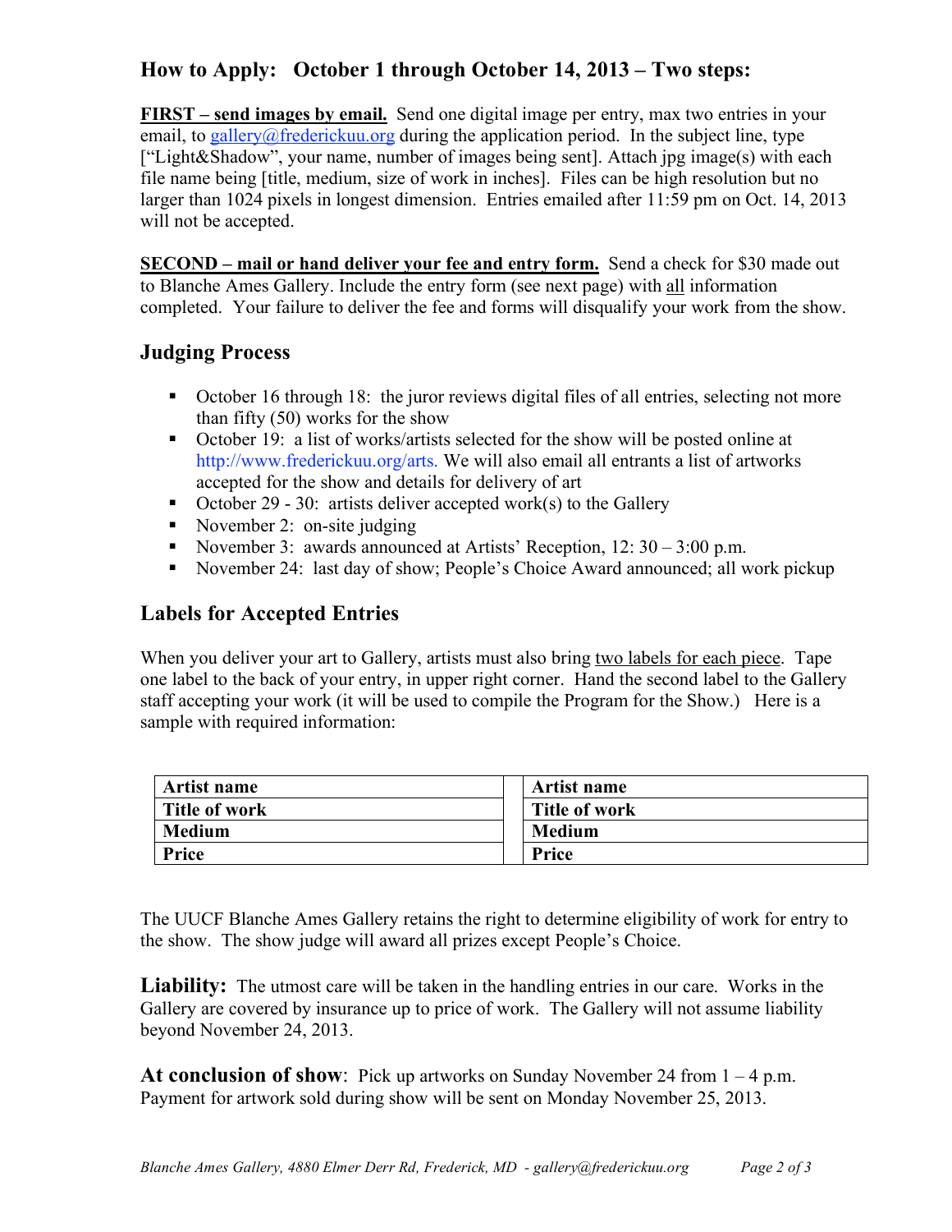## How to Apply: October 1 through October 14, 2013 – Two steps:

**<u>FIRST – send images by email.</u>** Send one digital image per entry, max two entries in your email, to gallery@frederickuu.org during the application period. In the subject line, type ["Light&Shadow", your name, number of images being sent]. Attach jpg image(s) with each file name being [title, medium, size of work in inches]. Files can be high resolution but no larger than 1024 pixels in longest dimension. Entries emailed after 11:59 pm on Oct. 14, 2013 will not be accepted.

**<u>SECOND – mail or hand deliver your fee and entry form.</u>** Send a check for $30 made out to Blanche Ames Gallery. Include the entry form (see next page) with <u>all</u> information completed. Your failure to deliver the fee and forms will disqualify your work from the show.

### Judging Process

- October 16 through 18: the juror reviews digital files of all entries, selecting not more than fifty (50) works for the show
- October 19: a list of works/artists selected for the show will be posted online at http://www.frederickuu.org/arts. We will also email all entrants a list of artworks accepted for the show and details for delivery of art
- October 29 - 30: artists deliver accepted work(s) to the Gallery
- November 2: on-site judging
- November 3: awards announced at Artists' Reception, 12: 30 – 3:00 p.m.
- November 24: last day of show; People's Choice Award announced; all work pickup

### Labels for Accepted Entries

When you deliver your art to Gallery, artists must also bring <u>two labels for each piece</u>. Tape one label to the back of your entry, in upper right corner. Hand the second label to the Gallery staff accepting your work (it will be used to compile the Program for the Show.) Here is a sample with required information:

| **Artist name** | **Artist name** |
|---|---|
| **Title of work** | **Title of work** |
| **Medium** | **Medium** |
| **Price** | **Price** |

The UUCF Blanche Ames Gallery retains the right to determine eligibility of work for entry to the show. The show judge will award all prizes except People's Choice.

**Liability:** The utmost care will be taken in the handling entries in our care. Works in the Gallery are covered by insurance up to price of work. The Gallery will not assume liability beyond November 24, 2013.

**At conclusion of show**: Pick up artworks on Sunday November 24 from 1 – 4 p.m. Payment for artwork sold during show will be sent on Monday November 25, 2013.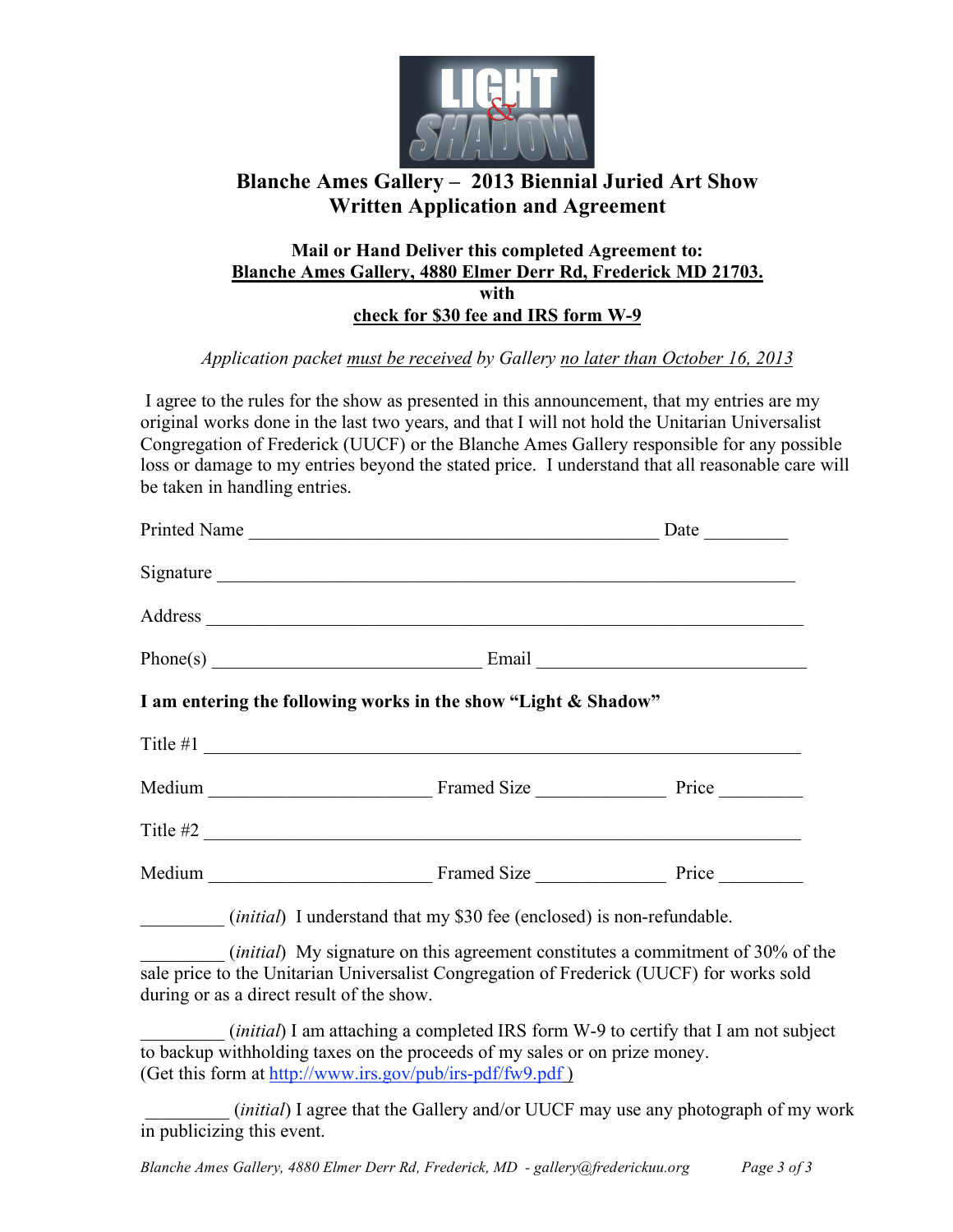LIGHT & SHADOW

# Blanche Ames Gallery – 2013 Biennial Juried Art Show
# Written Application and Agreement

**Mail or Hand Deliver this completed Agreement to:**
**<u>Blanche Ames Gallery, 4880 Elmer Derr Rd, Frederick MD 21703.</u>**
**with**
**<u>check for $30 fee and IRS form W-9</u>**

*Application packet <u>must be received</u> by Gallery <u>no later than October 16, 2013</u>*

I agree to the rules for the show as presented in this announcement, that my entries are my original works done in the last two years, and that I will not hold the Unitarian Universalist Congregation of Frederick (UUCF) or the Blanche Ames Gallery responsible for any possible loss or damage to my entries beyond the stated price. I understand that all reasonable care will be taken in handling entries.

Printed Name _____________________________________________ Date _________

Signature ________________________________________________________________

Address _________________________________________________________________

Phone(s) _____________________________ Email ____________________________

**I am entering the following works in the show "Light & Shadow"**

Title #1 _________________________________________________________________

Medium ________________________ Framed Size ______________ Price _________

Title #2 _________________________________________________________________

Medium ________________________ Framed Size ______________ Price _________

_________ (*initial*) I understand that my $30 fee (enclosed) is non-refundable.

_________ (*initial*) My signature on this agreement constitutes a commitment of 30% of the sale price to the Unitarian Universalist Congregation of Frederick (UUCF) for works sold during or as a direct result of the show.

_________ (*initial*) I am attaching a completed IRS form W-9 to certify that I am not subject to backup withholding taxes on the proceeds of my sales or on prize money.
(Get this form at http://www.irs.gov/pub/irs-pdf/fw9.pdf )

_________ (*initial*) I agree that the Gallery and/or UUCF may use any photograph of my work in publicizing this event.

*Blanche Ames Gallery, 4880 Elmer Derr Rd, Frederick, MD - gallery@frederickuu.org*